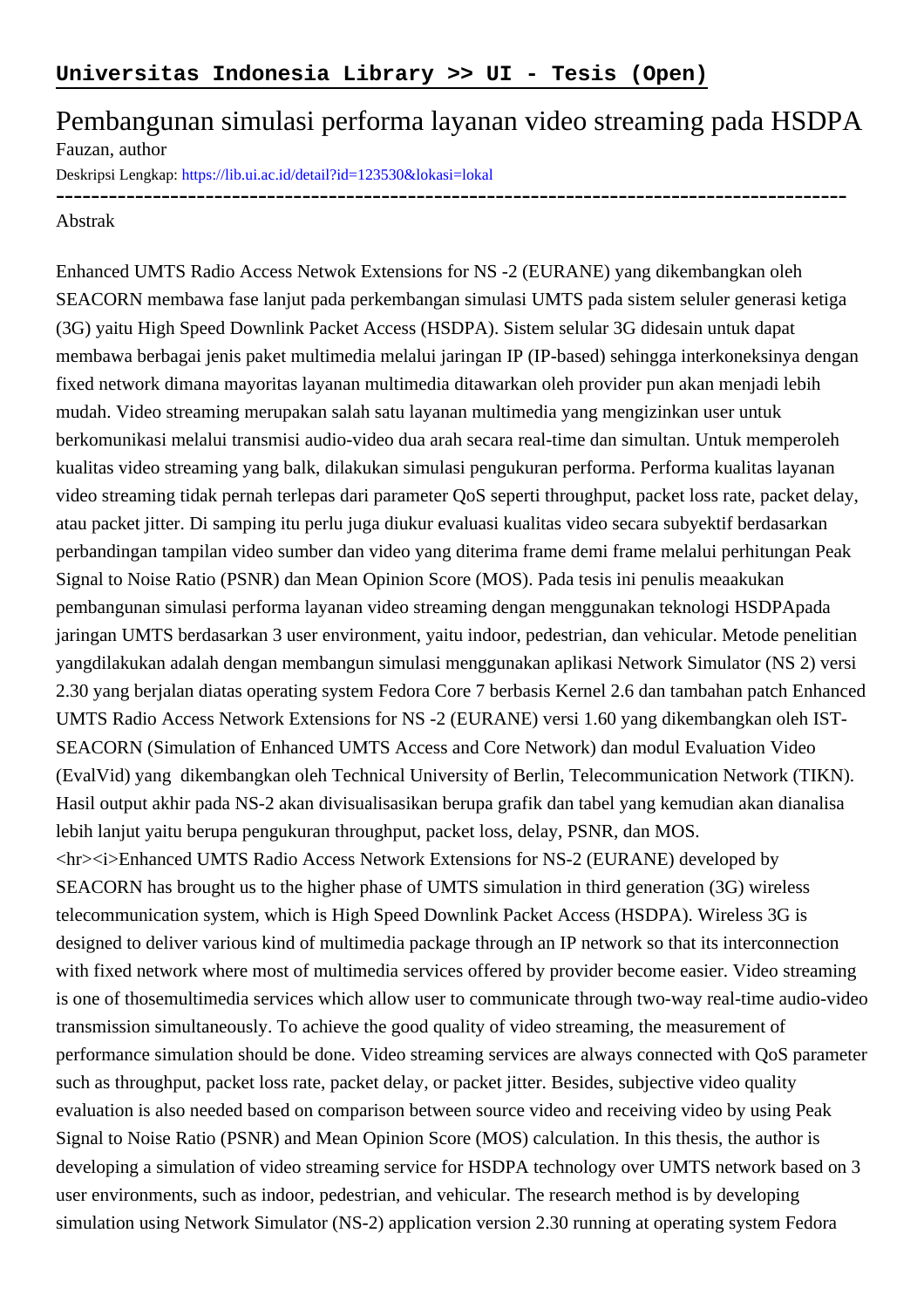**Universitas Indonesia Library >> UI - Tesis (Open)**

# Pembangunan simulasi performa layanan video streaming pada HSDPA

Fauzan, author

Deskripsi Lengkap: https://lib.ui.ac.id/detail?id=123530&lokasi=lokal

------------------------------------------------------------------------------------------

Abstrak

Enhanced UMTS Radio Access Netwok Extensions for NS -2 (EURANE) yang dikembangkan oleh SEACORN membawa fase lanjut pada perkembangan simulasi UMTS pada sistem seluler generasi ketiga (3G) yaitu High Speed Downlink Packet Access (HSDPA). Sistem selular 3G didesain untuk dapat membawa berbagai jenis paket multimedia melalui jaringan IP (IP-based) sehingga interkoneksinya dengan fixed network dimana mayoritas layanan multimedia ditawarkan oleh provider pun akan menjadi lebih mudah. Video streaming merupakan salah satu layanan multimedia yang mengizinkan user untuk berkomunikasi melalui transmisi audio-video dua arah secara real-time dan simultan. Untuk memperoleh kualitas video streaming yang balk, dilakukan simulasi pengukuran performa. Performa kualitas layanan video streaming tidak pernah terlepas dari parameter QoS seperti throughput, packet loss rate, packet delay, atau packet jitter. Di samping itu perlu juga diukur evaluasi kualitas video secara subyektif berdasarkan perbandingan tampilan video sumber dan video yang diterima frame demi frame melalui perhitungan Peak Signal to Noise Ratio (PSNR) dan Mean Opinion Score (MOS). Pada tesis ini penulis meaakukan pembangunan simulasi performa layanan video streaming dengan menggunakan teknologi HSDPApada jaringan UMTS berdasarkan 3 user environment, yaitu indoor, pedestrian, dan vehicular. Metode penelitian yangdilakukan adalah dengan membangun simulasi menggunakan aplikasi Network Simulator (NS 2) versi 2.30 yang berjalan diatas operating system Fedora Core 7 berbasis Kernel 2.6 dan tambahan patch Enhanced UMTS Radio Access Network Extensions for NS -2 (EURANE) versi 1.60 yang dikembangkan oleh IST-SEACORN (Simulation of Enhanced UMTS Access and Core Network) dan modul Evaluation Video (EvalVid) yang dikembangkan oleh Technical University of Berlin, Telecommunication Network (TIKN). Hasil output akhir pada NS-2 akan divisualisasikan berupa grafik dan tabel yang kemudian akan dianalisa lebih lanjut yaitu berupa pengukuran throughput, packet loss, delay, PSNR, dan MOS.
<hr><i>Enhanced UMTS Radio Access Network Extensions for NS-2 (EURANE) developed by SEACORN has brought us to the higher phase of UMTS simulation in third generation (3G) wireless telecommunication system, which is High Speed Downlink Packet Access (HSDPA). Wireless 3G is designed to deliver various kind of multimedia package through an IP network so that its interconnection with fixed network where most of multimedia services offered by provider become easier. Video streaming is one of thosemultimedia services which allow user to communicate through two-way real-time audio-video transmission simultaneously. To achieve the good quality of video streaming, the measurement of performance simulation should be done. Video streaming services are always connected with QoS parameter such as throughput, packet loss rate, packet delay, or packet jitter. Besides, subjective video quality evaluation is also needed based on comparison between source video and receiving video by using Peak Signal to Noise Ratio (PSNR) and Mean Opinion Score (MOS) calculation. In this thesis, the author is developing a simulation of video streaming service for HSDPA technology over UMTS network based on 3 user environments, such as indoor, pedestrian, and vehicular. The research method is by developing simulation using Network Simulator (NS-2) application version 2.30 running at operating system Fedora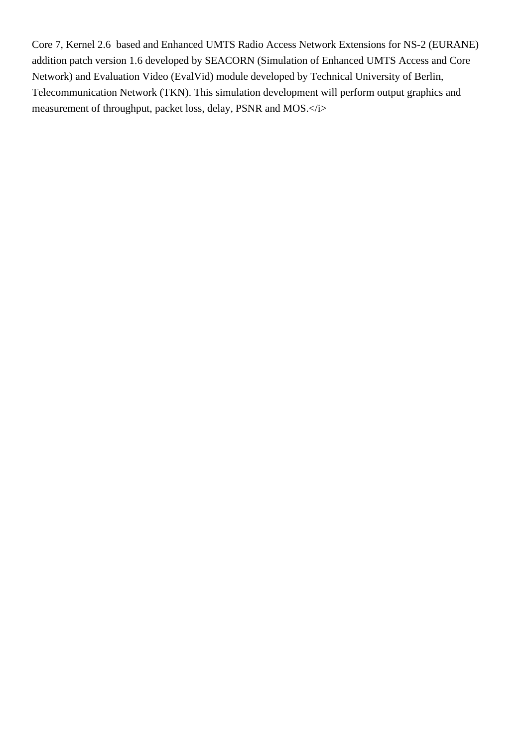Core 7, Kernel 2.6  based and Enhanced UMTS Radio Access Network Extensions for NS-2 (EURANE) addition patch version 1.6 developed by SEACORN (Simulation of Enhanced UMTS Access and Core Network) and Evaluation Video (EvalVid) module developed by Technical University of Berlin, Telecommunication Network (TKN). This simulation development will perform output graphics and measurement of throughput, packet loss, delay, PSNR and MOS.</i>